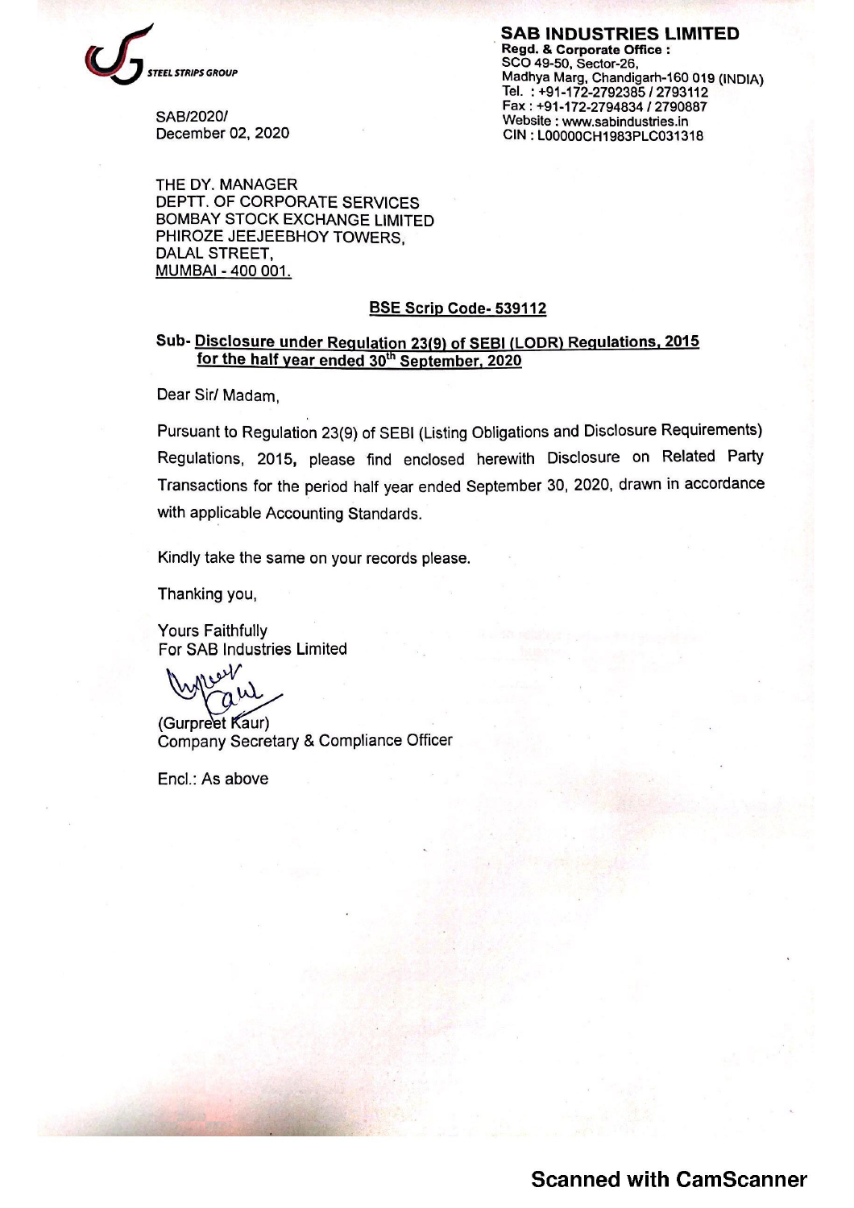STEEL STRIPS GROUP

**SAB INDUSTRIES LIMITED**
**Regd. & Corporate Office :**
SCO 49-50, Sector-26,
Madhya Marg, Chandigarh-160 019 (INDIA)
Tel. : +91-172-2792385 / 2793112
Fax : +91-172-2794834 / 2790887
Website : www.sabindustries.in
CIN : L00000CH1983PLC031318

SAB/2020/
December 02, 2020

THE DY. MANAGER
DEPTT. OF CORPORATE SERVICES
BOMBAY STOCK EXCHANGE LIMITED
PHIROZE JEEJEEBHOY TOWERS,
DALAL STREET,
MUMBAI - 400 001.

**BSE Scrip Code- 539112**

**Sub- Disclosure under Regulation 23(9) of SEBI (LODR) Regulations, 2015 for the half year ended 30th September, 2020**

Dear Sir/ Madam,

Pursuant to Regulation 23(9) of SEBI (Listing Obligations and Disclosure Requirements) Regulations, 2015, please find enclosed herewith Disclosure on Related Party Transactions for the period half year ended September 30, 2020, drawn in accordance with applicable Accounting Standards.

Kindly take the same on your records please.

Thanking you,

Yours Faithfully
For SAB Industries Limited

(Gurpreet Kaur)
Company Secretary & Compliance Officer

Encl.: As above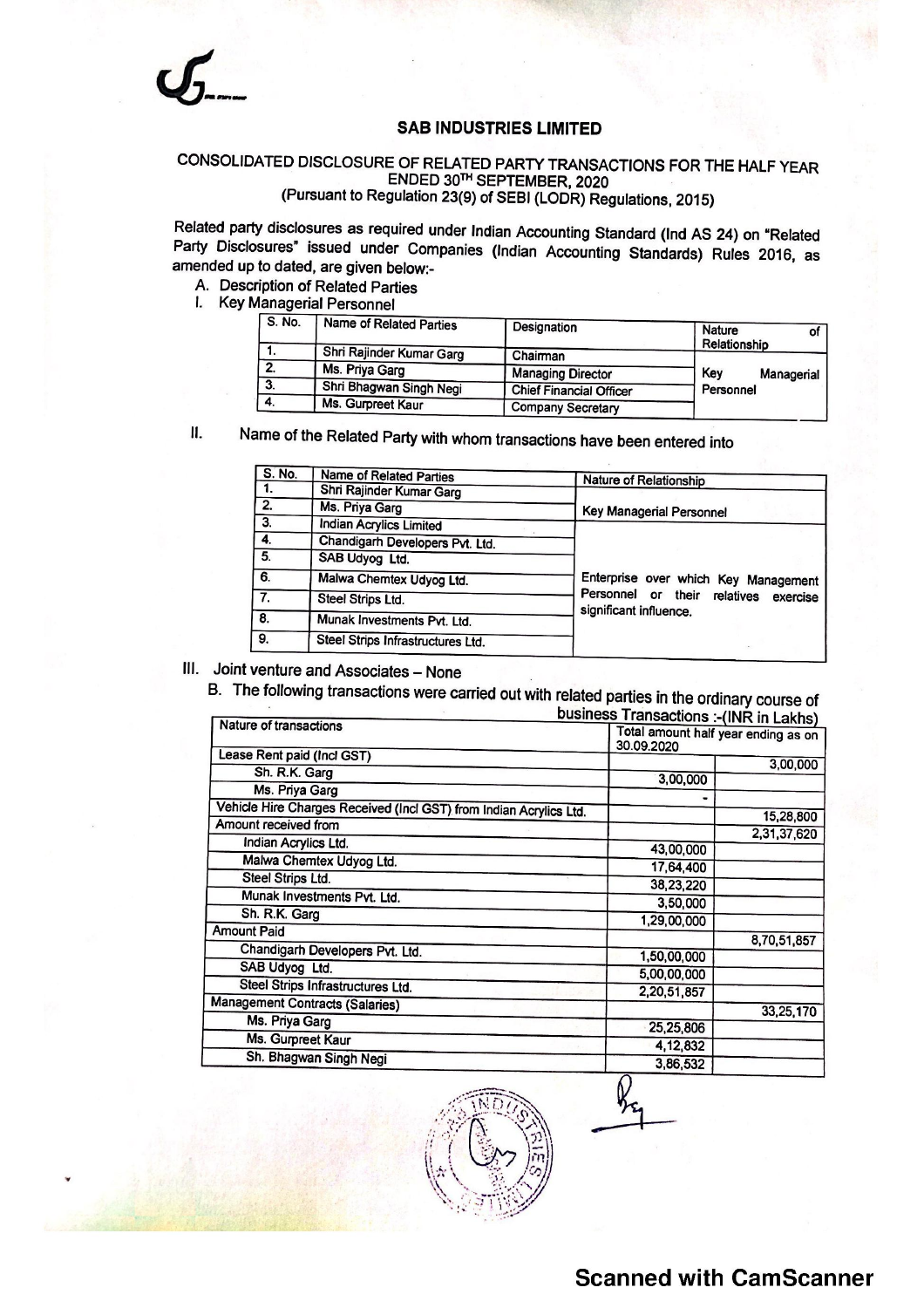## SAB INDUSTRIES LIMITED

### CONSOLIDATED DISCLOSURE OF RELATED PARTY TRANSACTIONS FOR THE HALF YEAR ENDED 30TH SEPTEMBER, 2020

(Pursuant to Regulation 23(9) of SEBI (LODR) Regulations, 2015)

Related party disclosures as required under Indian Accounting Standard (Ind AS 24) on "Related Party Disclosures" issued under Companies (Indian Accounting Standards) Rules 2016, as amended up to dated, are given below:-

A. Description of Related Parties

I. Key Managerial Personnel

| S. No. | Name of Related Parties | Designation | Nature of Relationship |
|---|---|---|---|
| 1. | Shri Rajinder Kumar Garg | Chairman | Key Managerial Personnel |
| 2. | Ms. Priya Garg | Managing Director | |
| 3. | Shri Bhagwan Singh Negi | Chief Financial Officer | |
| 4. | Ms. Gurpreet Kaur | Company Secretary | |

II. Name of the Related Party with whom transactions have been entered into

| S. No. | Name of Related Parties | Nature of Relationship |
|---|---|---|
| 1. | Shri Rajinder Kumar Garg | Key Managerial Personnel |
| 2. | Ms. Priya Garg | |
| 3. | Indian Acrylics Limited | Enterprise over which Key Management Personnel or their relatives exercise significant influence. |
| 4. | Chandigarh Developers Pvt. Ltd. | |
| 5. | SAB Udyog Ltd. | |
| 6. | Malwa Chemtex Udyog Ltd. | |
| 7. | Steel Strips Ltd. | |
| 8. | Munak Investments Pvt. Ltd. | |
| 9. | Steel Strips Infrastructures Ltd. | |

III. Joint venture and Associates – None

B. The following transactions were carried out with related parties in the ordinary course of business Transactions :-(INR in Lakhs)

| Nature of transactions | Total amount half year ending as on 30.09.2020 | |
|---|---|---|
| Lease Rent paid (Incl GST) | | 3,00,000 |
| Sh. R.K. Garg | 3,00,000 | |
| Ms. Priya Garg | - | |
| Vehicle Hire Charges Received (Incl GST) from Indian Acrylics Ltd. | | 15,28,800 |
| Amount received from | | 2,31,37,620 |
| Indian Acrylics Ltd. | 43,00,000 | |
| Malwa Chemtex Udyog Ltd. | 17,64,400 | |
| Steel Strips Ltd. | 38,23,220 | |
| Munak Investments Pvt. Ltd. | 3,50,000 | |
| Sh. R.K. Garg | 1,29,00,000 | |
| Amount Paid | | 8,70,51,857 |
| Chandigarh Developers Pvt. Ltd. | 1,50,00,000 | |
| SAB Udyog Ltd. | 5,00,00,000 | |
| Steel Strips Infrastructures Ltd. | 2,20,51,857 | |
| Management Contracts (Salaries) | | 33,25,170 |
| Ms. Priya Garg | 25,25,806 | |
| Ms. Gurpreet Kaur | 4,12,832 | |
| Sh. Bhagwan Singh Negi | 3,86,532 | |